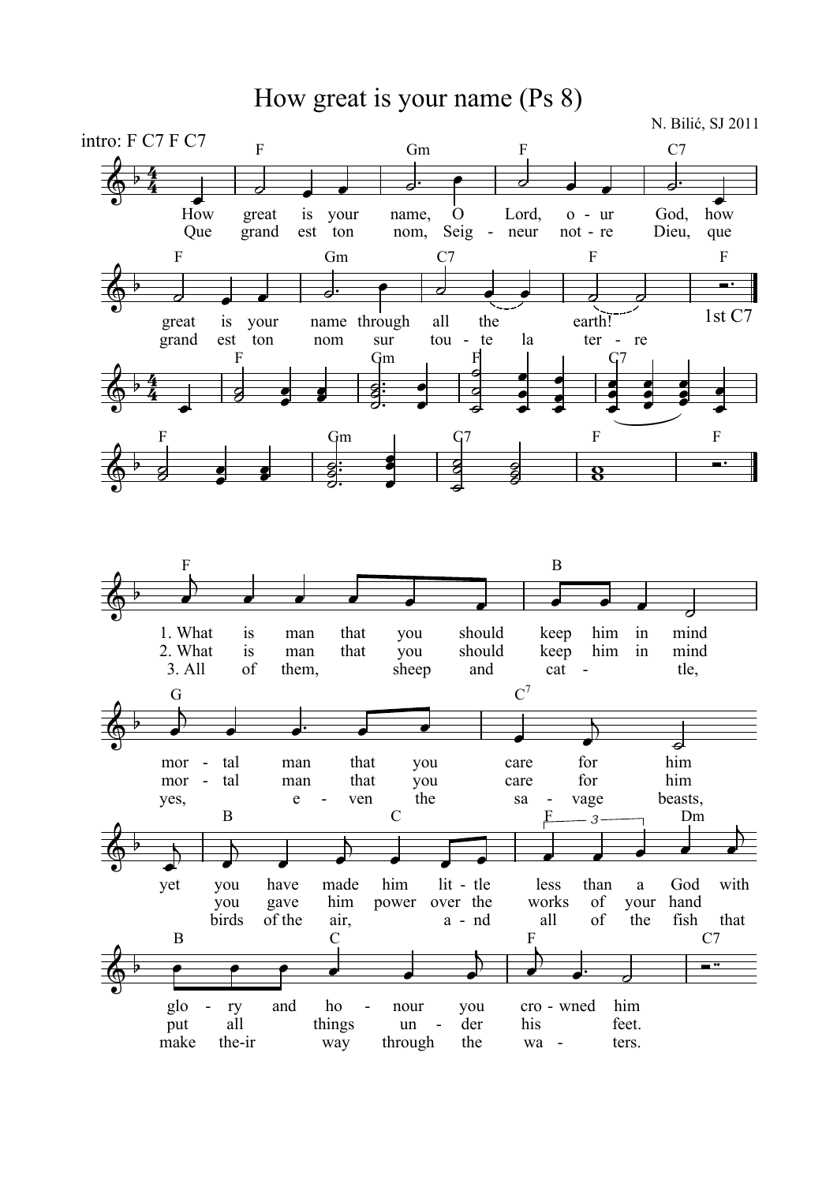# How great is your name (Ps 8)

N. Bilić, SJ 2011

intro: F C7 F C7

F Gm F C7

How great is your name, O Lord, o - ur God, how

Que grand est ton nom, Seig - neur not - re Dieu, que

F Gm C7 F F

great is your name through all the earth!

grand est ton nom sur tou - te la ter - re

1st C7

F Gm F C7

F Gm C7 F F

F B

1. What is man that you should keep him in mind

2. What is man that you should keep him in mind

3. All of them, sheep and cat - tle,

G C7

mor - tal man that you care for him

mor - tal man that you care for him

yes, e - ven the sa - vage beasts,

B C F Dm

yet you have made him lit - tle less than a God with

you gave him power over the works of your hand

birds of the air, a - nd all of the fish that

B C F C7

glo - ry and ho - nour you cro - wned him

put all things un - der his feet.

make the-ir way through the wa - ters.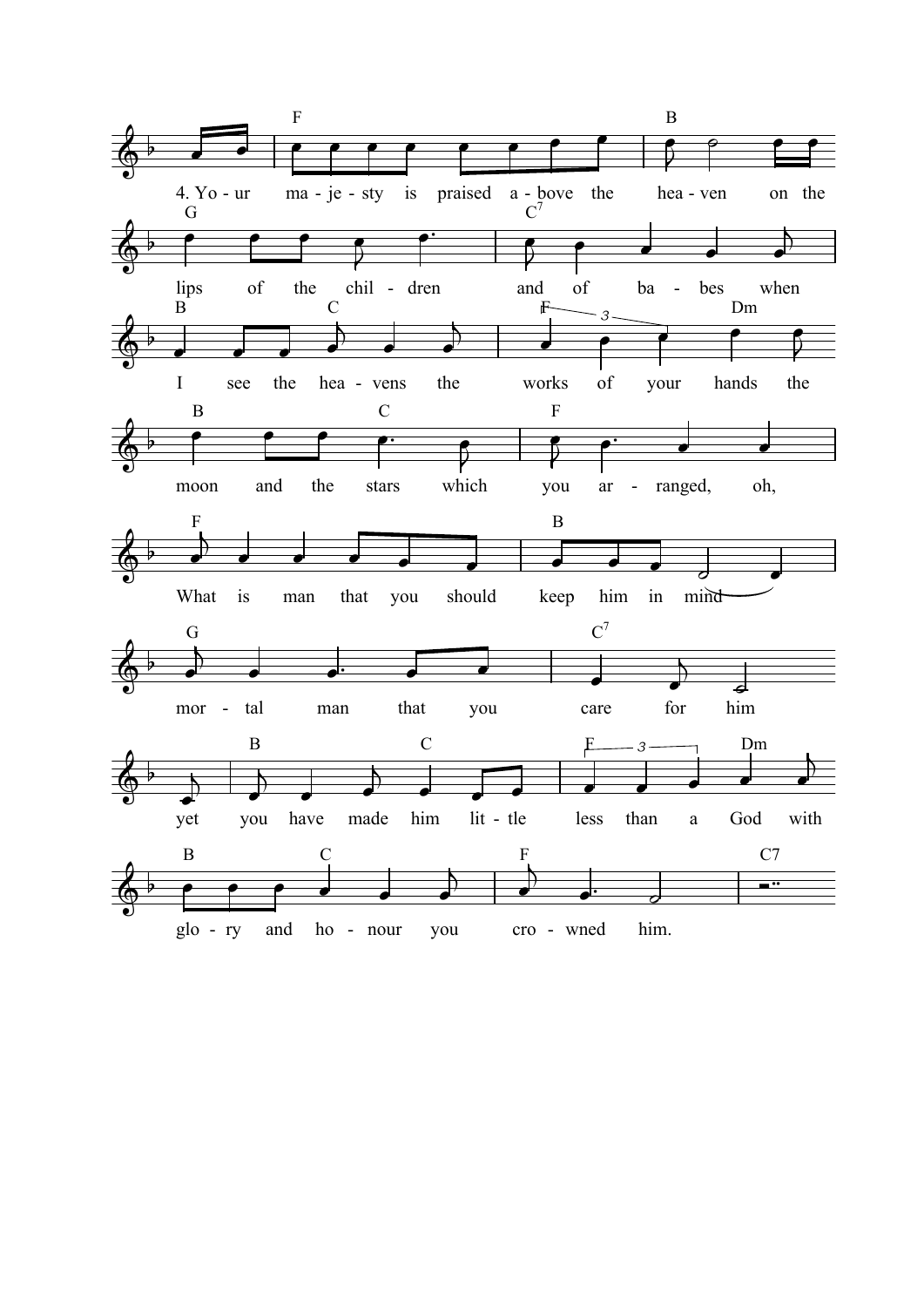F B

4. Yo - ur ma - je - sty is praised a - bove the hea - ven on the

G C7

lips of the chil - dren and of ba - bes when

B C F Dm

I see the hea - vens the works of your hands the

B C F

moon and the stars which you ar - ranged, oh,

F B

What is man that you should keep him in mind

G C7

mor - tal man that you care for him

B C F Dm

yet you have made him lit - tle less than a God with

B C F C7

glo - ry and ho - nour you cro - wned him.